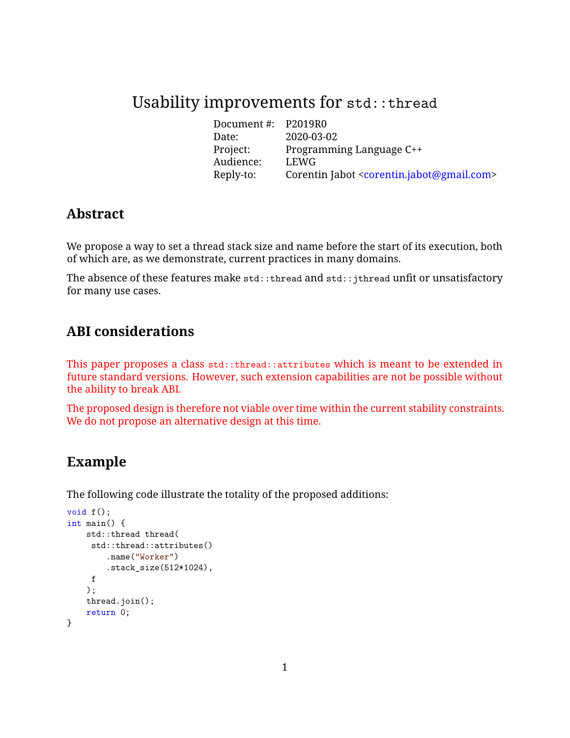# Usability improvements for `std::thread`

| | |
|---|---|
| Document #: | P2019R0 |
| Date: | 2020-03-02 |
| Project: | Programming Language C++ |
| Audience: | LEWG |
| Reply-to: | Corentin Jabot <corentin.jabot@gmail.com> |

## Abstract

We propose a way to set a thread stack size and name before the start of its execution, both of which are, as we demonstrate, current practices in many domains.

The absence of these features make `std::thread` and `std::jthread` unfit or unsatisfactory for many use cases.

## ABI considerations

This paper proposes a class `std::thread::attributes` which is meant to be extended in future standard versions. However, such extension capabilities are not be possible without the ability to break ABI.

The proposed design is therefore not viable over time within the current stability constraints. We do not propose an alternative design at this time.

## Example

The following code illustrate the totality of the proposed additions:

```
void f();
int main() {
    std::thread thread(
     std::thread::attributes()
        .name("Worker")
        .stack_size(512*1024),
     f
    );
    thread.join();
    return 0;
}
```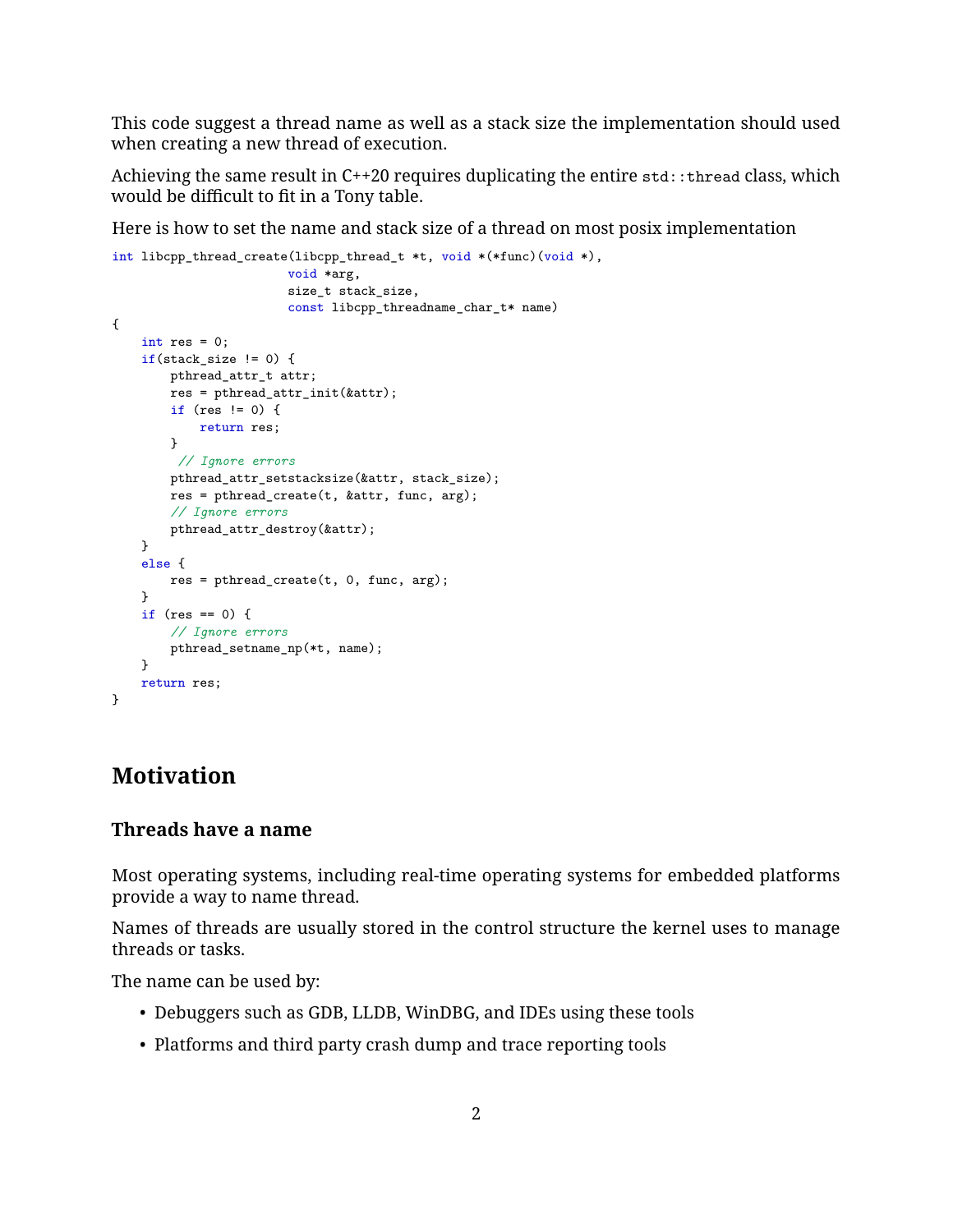This code suggest a thread name as well as a stack size the implementation should used when creating a new thread of execution.

Achieving the same result in C++20 requires duplicating the entire `std::thread` class, which would be difficult to fit in a Tony table.

Here is how to set the name and stack size of a thread on most posix implementation

```
int libcpp_thread_create(libcpp_thread_t *t, void *(*func)(void *),
                         void *arg,
                         size_t stack_size,
                         const libcpp_threadname_char_t* name)
{
    int res = 0;
    if(stack_size != 0) {
        pthread_attr_t attr;
        res = pthread_attr_init(&attr);
        if (res != 0) {
            return res;
        }
         // Ignore errors
        pthread_attr_setstacksize(&attr, stack_size);
        res = pthread_create(t, &attr, func, arg);
        // Ignore errors
        pthread_attr_destroy(&attr);
    }
    else {
        res = pthread_create(t, 0, func, arg);
    }
    if (res == 0) {
        // Ignore errors
        pthread_setname_np(*t, name);
    }
    return res;
}
```

# Motivation

## Threads have a name

Most operating systems, including real-time operating systems for embedded platforms provide a way to name thread.

Names of threads are usually stored in the control structure the kernel uses to manage threads or tasks.

The name can be used by:

- Debuggers such as GDB, LLDB, WinDBG, and IDEs using these tools
- Platforms and third party crash dump and trace reporting tools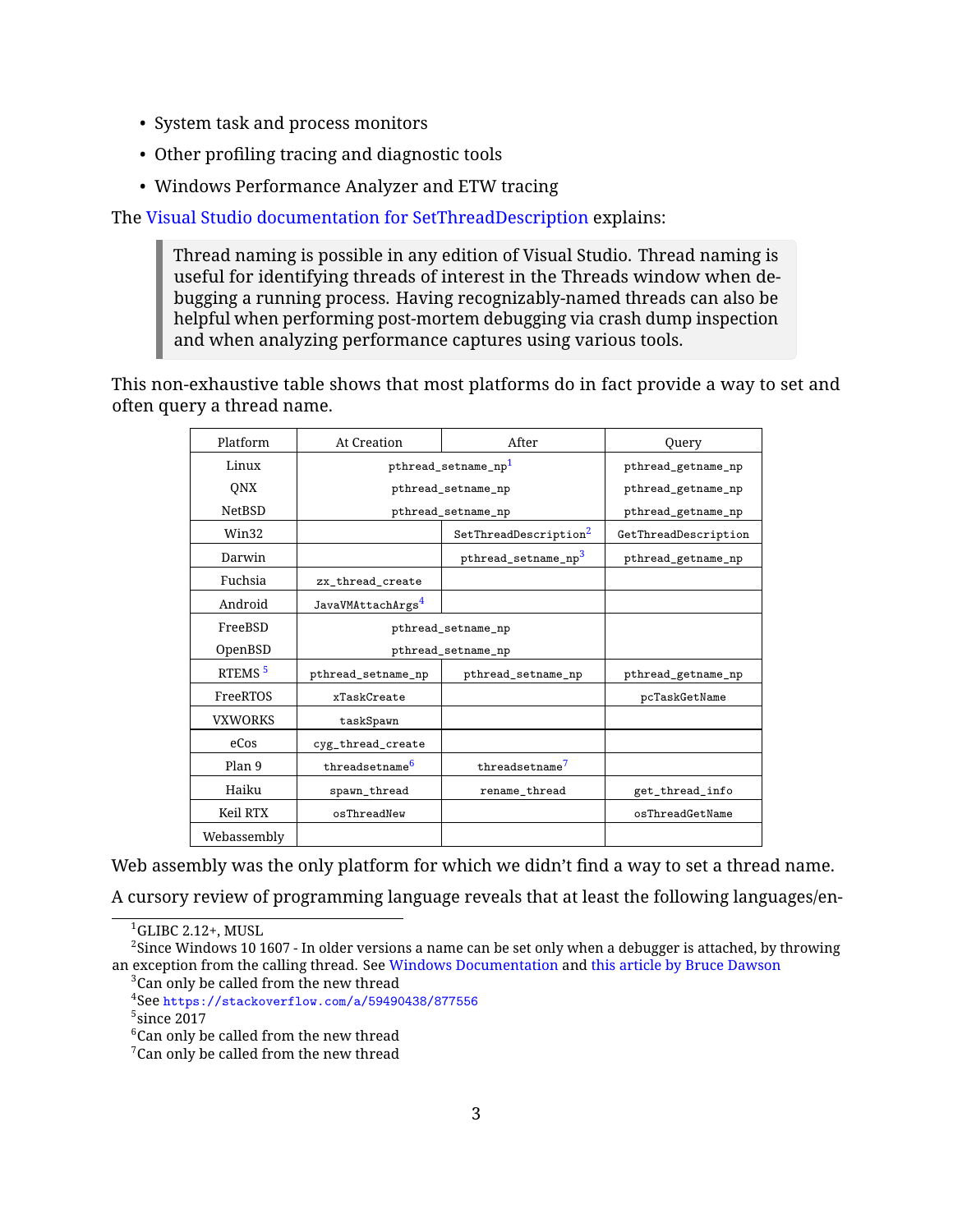- System task and process monitors
- Other profiling tracing and diagnostic tools
- Windows Performance Analyzer and ETW tracing

The Visual Studio documentation for SetThreadDescription explains:

> Thread naming is possible in any edition of Visual Studio. Thread naming is useful for identifying threads of interest in the Threads window when debugging a running process. Having recognizably-named threads can also be helpful when performing post-mortem debugging via crash dump inspection and when analyzing performance captures using various tools.

This non-exhaustive table shows that most platforms do in fact provide a way to set and often query a thread name.

| Platform | At Creation | After | Query |
|---|---|---|---|
| Linux | `pthread_setname_np`[1] | | `pthread_getname_np` |
| QNX | `pthread_setname_np` | | `pthread_getname_np` |
| NetBSD | `pthread_setname_np` | | `pthread_getname_np` |
| Win32 | | `SetThreadDescription`[2] | `GetThreadDescription` |
| Darwin | | `pthread_setname_np`[3] | `pthread_getname_np` |
| Fuchsia | `zx_thread_create` | | |
| Android | `JavaVMAttachArgs`[4] | | |
| FreeBSD | `pthread_setname_np` | | |
| OpenBSD | `pthread_setname_np` | | |
| RTEMS [5] | `pthread_setname_np` | `pthread_setname_np` | `pthread_getname_np` |
| FreeRTOS | `xTaskCreate` | | `pcTaskGetName` |
| VXWORKS | `taskSpawn` | | |
| eCos | `cyg_thread_create` | | |
| Plan 9 | `threadsetname`[6] | `threadsetname`[7] | |
| Haiku | `spawn_thread` | `rename_thread` | `get_thread_info` |
| Keil RTX | `osThreadNew` | | `osThreadGetName` |
| Webassembly | | | |

Web assembly was the only platform for which we didn't find a way to set a thread name.

A cursory review of programming language reveals that at least the following languages/en-

---

[1] GLIBC 2.12+, MUSL

[2] Since Windows 10 1607 - In older versions a name can be set only when a debugger is attached, by throwing an exception from the calling thread. See Windows Documentation and this article by Bruce Dawson

[3] Can only be called from the new thread

[4] See https://stackoverflow.com/a/59490438/877556

[5] since 2017

[6] Can only be called from the new thread

[7] Can only be called from the new thread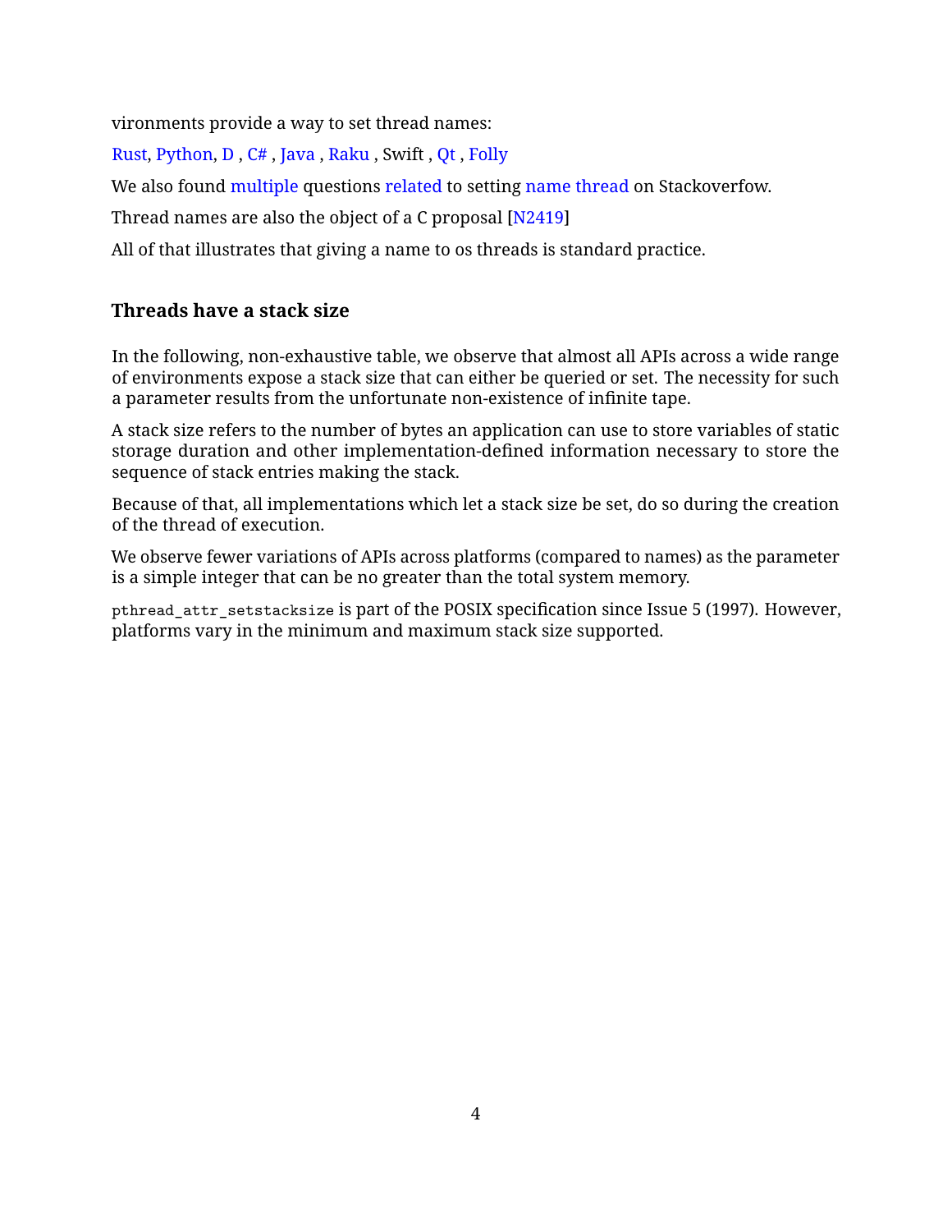vironments provide a way to set thread names:

Rust, Python, D , C# , Java , Raku , Swift , Qt , Folly

We also found multiple questions related to setting name thread on Stackoverfow.

Thread names are also the object of a C proposal [N2419]

All of that illustrates that giving a name to os threads is standard practice.

### Threads have a stack size

In the following, non-exhaustive table, we observe that almost all APIs across a wide range of environments expose a stack size that can either be queried or set. The necessity for such a parameter results from the unfortunate non-existence of infinite tape.

A stack size refers to the number of bytes an application can use to store variables of static storage duration and other implementation-defined information necessary to store the sequence of stack entries making the stack.

Because of that, all implementations which let a stack size be set, do so during the creation of the thread of execution.

We observe fewer variations of APIs across platforms (compared to names) as the parameter is a simple integer that can be no greater than the total system memory.

`pthread_attr_setstacksize` is part of the POSIX specification since Issue 5 (1997). However, platforms vary in the minimum and maximum stack size supported.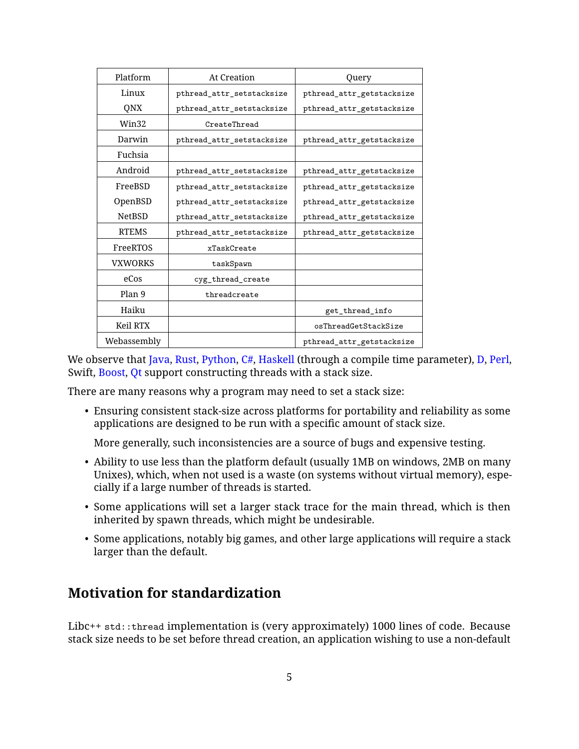| Platform | At Creation | Query |
| --- | --- | --- |
| Linux | `pthread_attr_setstacksize` | `pthread_attr_getstacksize` |
| QNX | `pthread_attr_setstacksize` | `pthread_attr_getstacksize` |
| Win32 | `CreateThread` | |
| Darwin | `pthread_attr_setstacksize` | `pthread_attr_getstacksize` |
| Fuchsia | | |
| Android | `pthread_attr_setstacksize` | `pthread_attr_getstacksize` |
| FreeBSD | `pthread_attr_setstacksize` | `pthread_attr_getstacksize` |
| OpenBSD | `pthread_attr_setstacksize` | `pthread_attr_getstacksize` |
| NetBSD | `pthread_attr_setstacksize` | `pthread_attr_getstacksize` |
| RTEMS | `pthread_attr_setstacksize` | `pthread_attr_getstacksize` |
| FreeRTOS | `xTaskCreate` | |
| VXWORKS | `taskSpawn` | |
| eCos | `cyg_thread_create` | |
| Plan 9 | `threadcreate` | |
| Haiku | | `get_thread_info` |
| Keil RTX | | `osThreadGetStackSize` |
| Webassembly | | `pthread_attr_getstacksize` |

We observe that Java, Rust, Python, C#, Haskell (through a compile time parameter), D, Perl, Swift, Boost, Qt support constructing threads with a stack size.

There are many reasons why a program may need to set a stack size:

- Ensuring consistent stack-size across platforms for portability and reliability as some applications are designed to be run with a specific amount of stack size.

  More generally, such inconsistencies are a source of bugs and expensive testing.

- Ability to use less than the platform default (usually 1MB on windows, 2MB on many Unixes), which, when not used is a waste (on systems without virtual memory), especially if a large number of threads is started.

- Some applications will set a larger stack trace for the main thread, which is then inherited by spawn threads, which might be undesirable.

- Some applications, notably big games, and other large applications will require a stack larger than the default.

## Motivation for standardization

Libc++ `std::thread` implementation is (very approximately) 1000 lines of code. Because stack size needs to be set before thread creation, an application wishing to use a non-default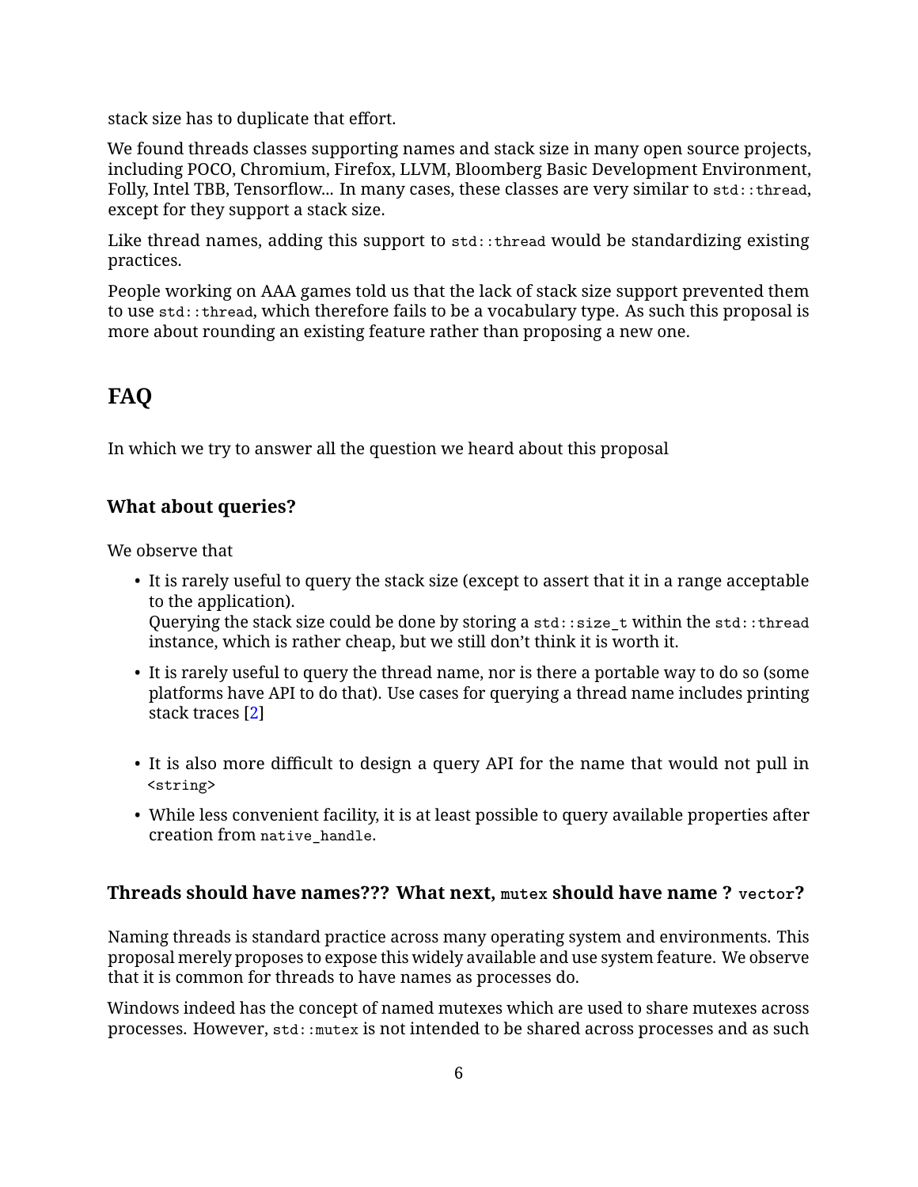stack size has to duplicate that effort.

We found threads classes supporting names and stack size in many open source projects, including POCO, Chromium, Firefox, LLVM, Bloomberg Basic Development Environment, Folly, Intel TBB, Tensorflow... In many cases, these classes are very similar to `std::thread`, except for they support a stack size.

Like thread names, adding this support to `std::thread` would be standardizing existing practices.

People working on AAA games told us that the lack of stack size support prevented them to use `std::thread`, which therefore fails to be a vocabulary type. As such this proposal is more about rounding an existing feature rather than proposing a new one.

## FAQ

In which we try to answer all the question we heard about this proposal

### What about queries?

We observe that

- It is rarely useful to query the stack size (except to assert that it in a range acceptable to the application).
  Querying the stack size could be done by storing a `std::size_t` within the `std::thread` instance, which is rather cheap, but we still don't think it is worth it.
- It is rarely useful to query the thread name, nor is there a portable way to do so (some platforms have API to do that). Use cases for querying a thread name includes printing stack traces [2]
- It is also more difficult to design a query API for the name that would not pull in `<string>`
- While less convenient facility, it is at least possible to query available properties after creation from `native_handle`.

### Threads should have names??? What next, `mutex` should have name ? `vector`?

Naming threads is standard practice across many operating system and environments. This proposal merely proposes to expose this widely available and use system feature. We observe that it is common for threads to have names as processes do.

Windows indeed has the concept of named mutexes which are used to share mutexes across processes. However, `std::mutex` is not intended to be shared across processes and as such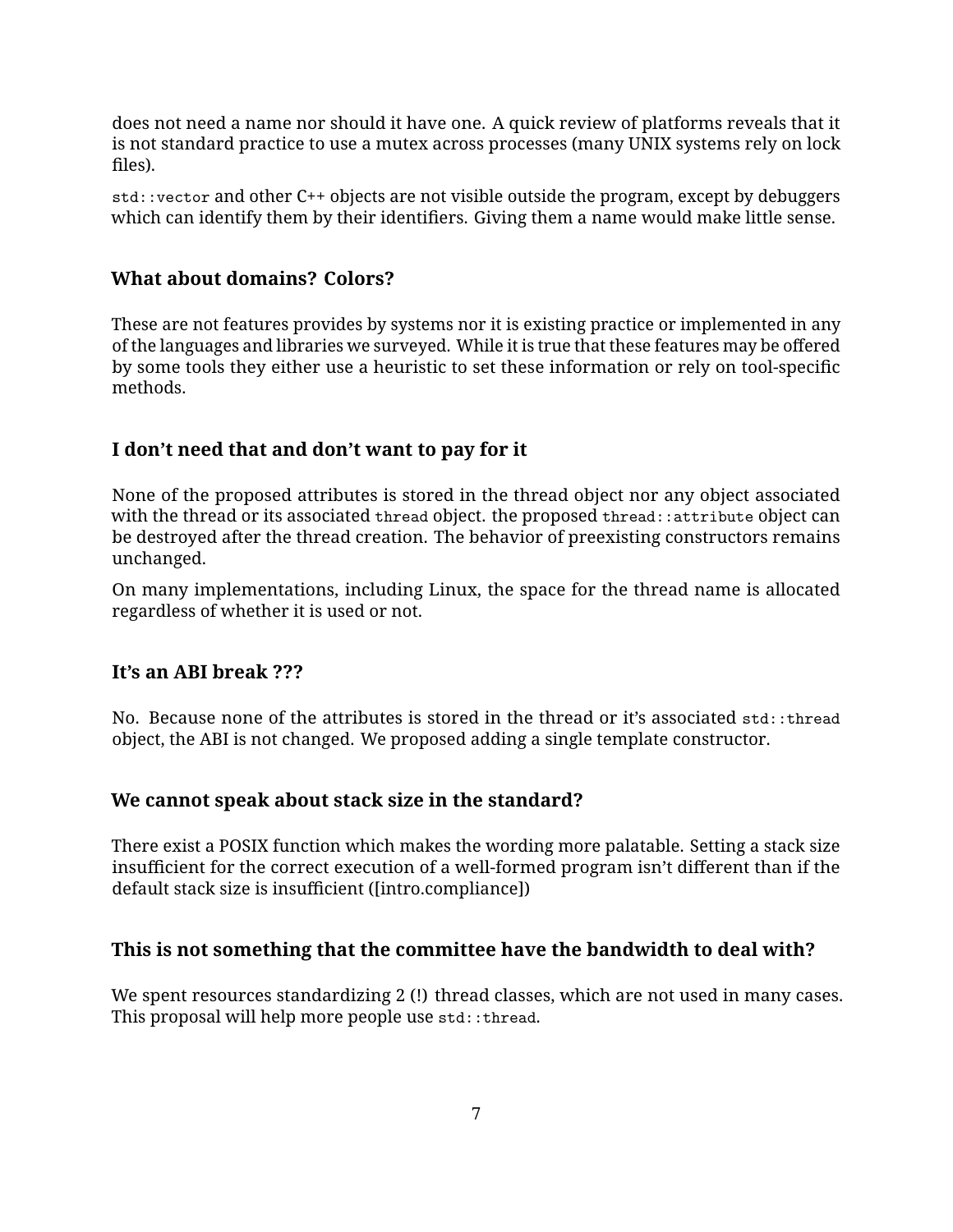does not need a name nor should it have one. A quick review of platforms reveals that it is not standard practice to use a mutex across processes (many UNIX systems rely on lock files).

`std::vector` and other C++ objects are not visible outside the program, except by debuggers which can identify them by their identifiers. Giving them a name would make little sense.

### What about domains? Colors?

These are not features provides by systems nor it is existing practice or implemented in any of the languages and libraries we surveyed. While it is true that these features may be offered by some tools they either use a heuristic to set these information or rely on tool-specific methods.

### I don't need that and don't want to pay for it

None of the proposed attributes is stored in the thread object nor any object associated with the thread or its associated `thread` object. the proposed `thread::attribute` object can be destroyed after the thread creation. The behavior of preexisting constructors remains unchanged.

On many implementations, including Linux, the space for the thread name is allocated regardless of whether it is used or not.

### It's an ABI break ???

No. Because none of the attributes is stored in the thread or it's associated `std::thread` object, the ABI is not changed. We proposed adding a single template constructor.

### We cannot speak about stack size in the standard?

There exist a POSIX function which makes the wording more palatable. Setting a stack size insufficient for the correct execution of a well-formed program isn't different than if the default stack size is insufficient ([intro.compliance])

### This is not something that the committee have the bandwidth to deal with?

We spent resources standardizing 2 (!) thread classes, which are not used in many cases. This proposal will help more people use `std::thread`.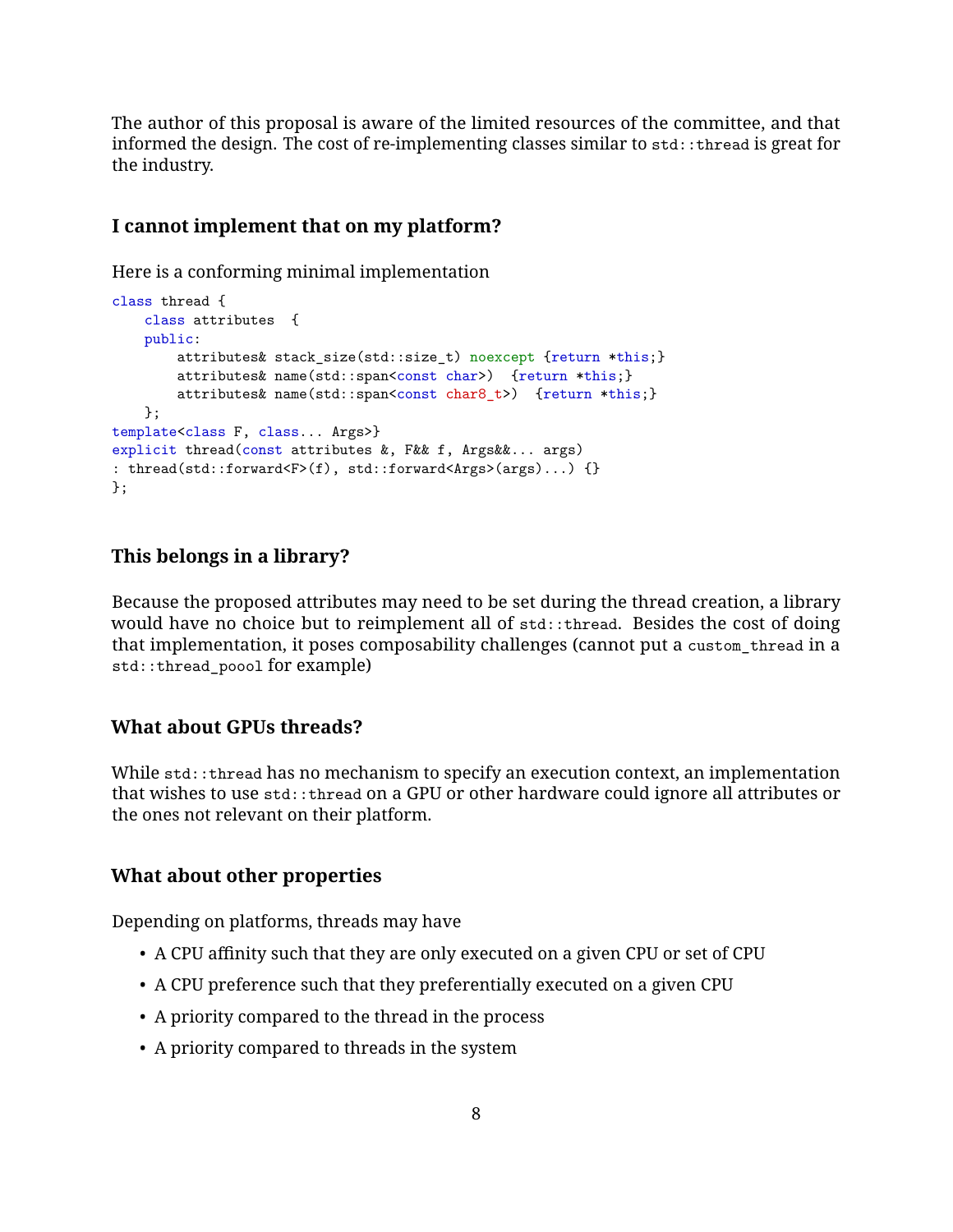The author of this proposal is aware of the limited resources of the committee, and that informed the design. The cost of re-implementing classes similar to `std::thread` is great for the industry.

### I cannot implement that on my platform?

Here is a conforming minimal implementation

```
class thread {
    class attributes  {
    public:
        attributes& stack_size(std::size_t) noexcept {return *this;}
        attributes& name(std::span<const char>)  {return *this;}
        attributes& name(std::span<const char8_t>)  {return *this;}
    };
template<class F, class... Args>}
explicit thread(const attributes &, F&& f, Args&&... args)
: thread(std::forward<F>(f), std::forward<Args>(args)...) {}
};
```

### This belongs in a library?

Because the proposed attributes may need to be set during the thread creation, a library would have no choice but to reimplement all of `std::thread`. Besides the cost of doing that implementation, it poses composability challenges (cannot put a `custom_thread` in a `std::thread_poool` for example)

### What about GPUs threads?

While `std::thread` has no mechanism to specify an execution context, an implementation that wishes to use `std::thread` on a GPU or other hardware could ignore all attributes or the ones not relevant on their platform.

### What about other properties

Depending on platforms, threads may have

- A CPU affinity such that they are only executed on a given CPU or set of CPU
- A CPU preference such that they preferentially executed on a given CPU
- A priority compared to the thread in the process
- A priority compared to threads in the system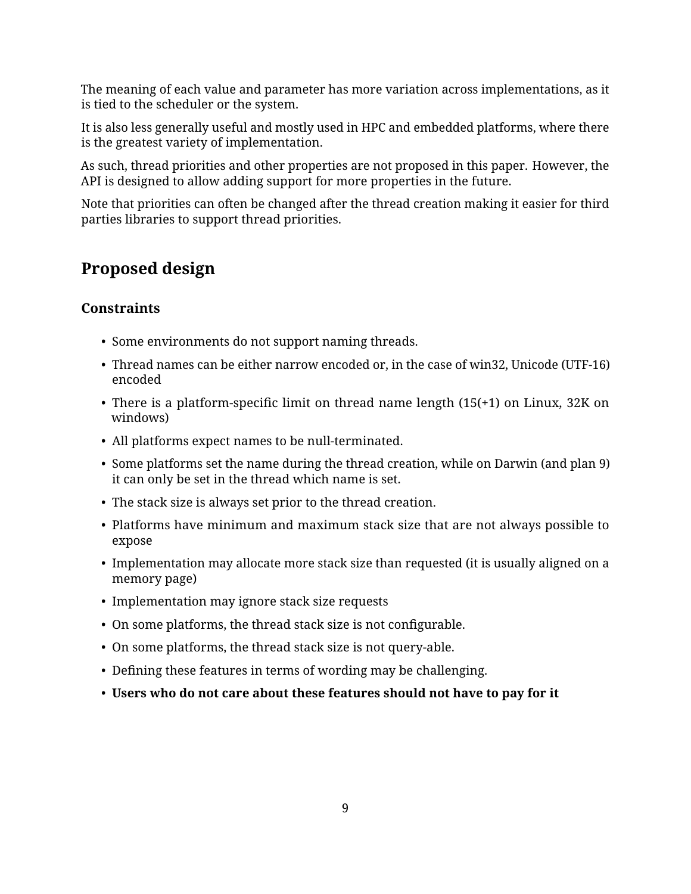The meaning of each value and parameter has more variation across implementations, as it is tied to the scheduler or the system.

It is also less generally useful and mostly used in HPC and embedded platforms, where there is the greatest variety of implementation.

As such, thread priorities and other properties are not proposed in this paper. However, the API is designed to allow adding support for more properties in the future.

Note that priorities can often be changed after the thread creation making it easier for third parties libraries to support thread priorities.

## Proposed design

### Constraints

- Some environments do not support naming threads.
- Thread names can be either narrow encoded or, in the case of win32, Unicode (UTF-16) encoded
- There is a platform-specific limit on thread name length (15(+1) on Linux, 32K on windows)
- All platforms expect names to be null-terminated.
- Some platforms set the name during the thread creation, while on Darwin (and plan 9) it can only be set in the thread which name is set.
- The stack size is always set prior to the thread creation.
- Platforms have minimum and maximum stack size that are not always possible to expose
- Implementation may allocate more stack size than requested (it is usually aligned on a memory page)
- Implementation may ignore stack size requests
- On some platforms, the thread stack size is not configurable.
- On some platforms, the thread stack size is not query-able.
- Defining these features in terms of wording may be challenging.
- **Users who do not care about these features should not have to pay for it**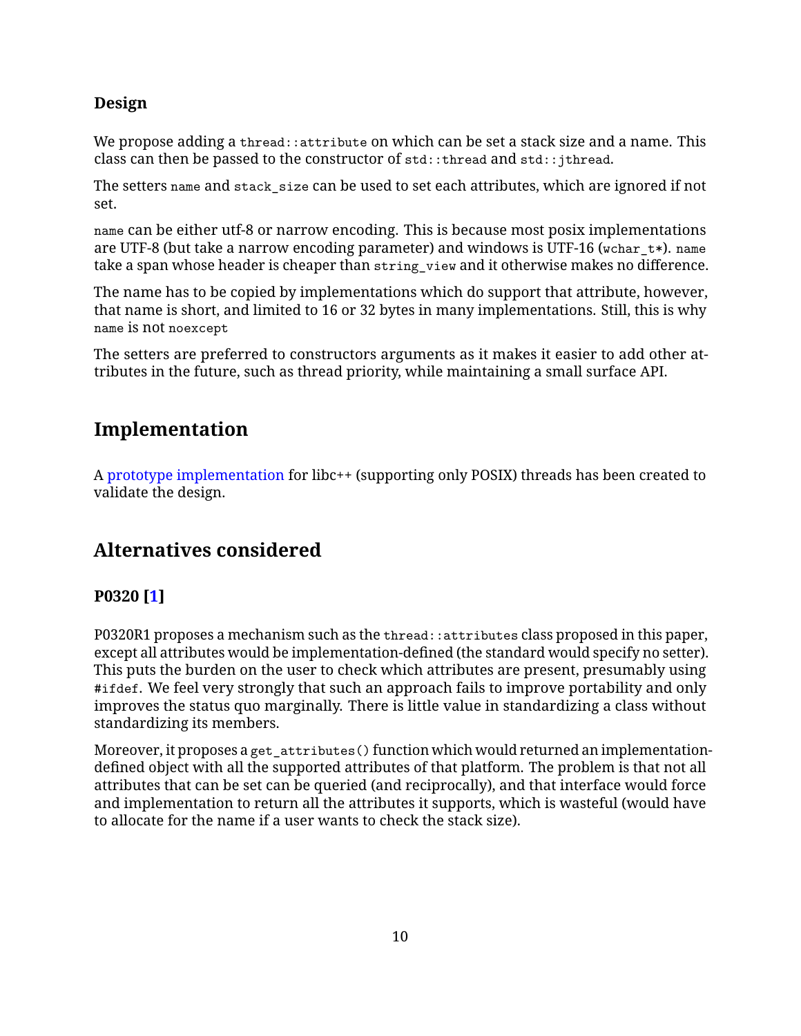### Design

We propose adding a `thread::attribute` on which can be set a stack size and a name. This class can then be passed to the constructor of `std::thread` and `std::jthread`.

The setters `name` and `stack_size` can be used to set each attributes, which are ignored if not set.

`name` can be either utf-8 or narrow encoding. This is because most posix implementations are UTF-8 (but take a narrow encoding parameter) and windows is UTF-16 (`wchar_t*`). `name` take a span whose header is cheaper than `string_view` and it otherwise makes no difference.

The name has to be copied by implementations which do support that attribute, however, that name is short, and limited to 16 or 32 bytes in many implementations. Still, this is why `name` is not `noexcept`

The setters are preferred to constructors arguments as it makes it easier to add other attributes in the future, such as thread priority, while maintaining a small surface API.

## Implementation

A prototype implementation for libc++ (supporting only POSIX) threads has been created to validate the design.

## Alternatives considered

### P0320 [1]

P0320R1 proposes a mechanism such as the `thread::attributes` class proposed in this paper, except all attributes would be implementation-defined (the standard would specify no setter). This puts the burden on the user to check which attributes are present, presumably using `#ifdef`. We feel very strongly that such an approach fails to improve portability and only improves the status quo marginally. There is little value in standardizing a class without standardizing its members.

Moreover, it proposes a `get_attributes()` function which would returned an implementation-defined object with all the supported attributes of that platform. The problem is that not all attributes that can be set can be queried (and reciprocally), and that interface would force and implementation to return all the attributes it supports, which is wasteful (would have to allocate for the name if a user wants to check the stack size).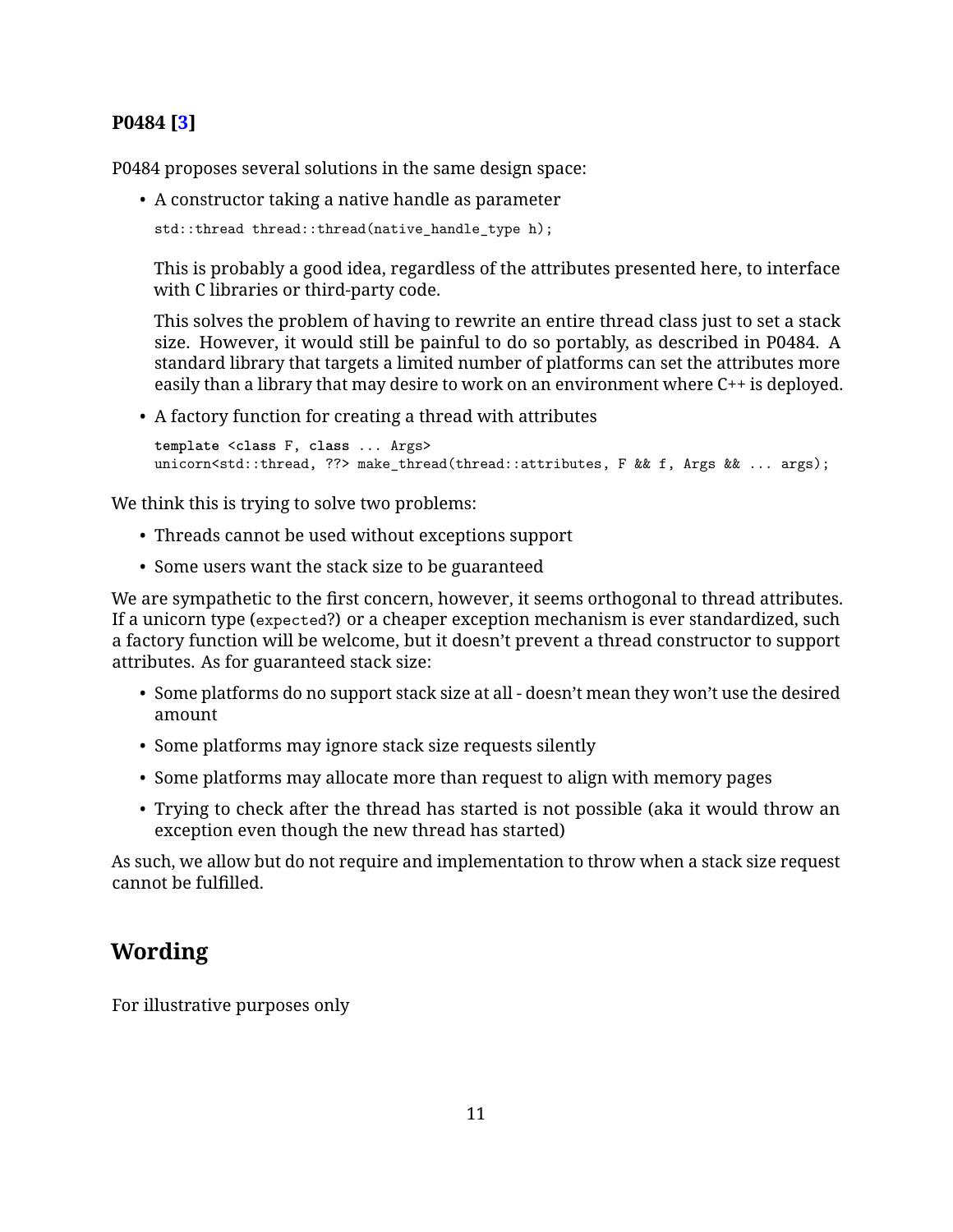### P0484 [3]

P0484 proposes several solutions in the same design space:

- A constructor taking a native handle as parameter

  ```
  std::thread thread::thread(native_handle_type h);
  ```

  This is probably a good idea, regardless of the attributes presented here, to interface with C libraries or third-party code.

  This solves the problem of having to rewrite an entire thread class just to set a stack size. However, it would still be painful to do so portably, as described in P0484. A standard library that targets a limited number of platforms can set the attributes more easily than a library that may desire to work on an environment where C++ is deployed.

- A factory function for creating a thread with attributes

  ```
  template <class F, class ... Args>
  unicorn<std::thread, ??> make_thread(thread::attributes, F && f, Args && ... args);
  ```

We think this is trying to solve two problems:

- Threads cannot be used without exceptions support
- Some users want the stack size to be guaranteed

We are sympathetic to the first concern, however, it seems orthogonal to thread attributes. If a unicorn type (`expected`?) or a cheaper exception mechanism is ever standardized, such a factory function will be welcome, but it doesn't prevent a thread constructor to support attributes. As for guaranteed stack size:

- Some platforms do no support stack size at all - doesn't mean they won't use the desired amount
- Some platforms may ignore stack size requests silently
- Some platforms may allocate more than request to align with memory pages
- Trying to check after the thread has started is not possible (aka it would throw an exception even though the new thread has started)

As such, we allow but do not require and implementation to throw when a stack size request cannot be fulfilled.

## Wording

For illustrative purposes only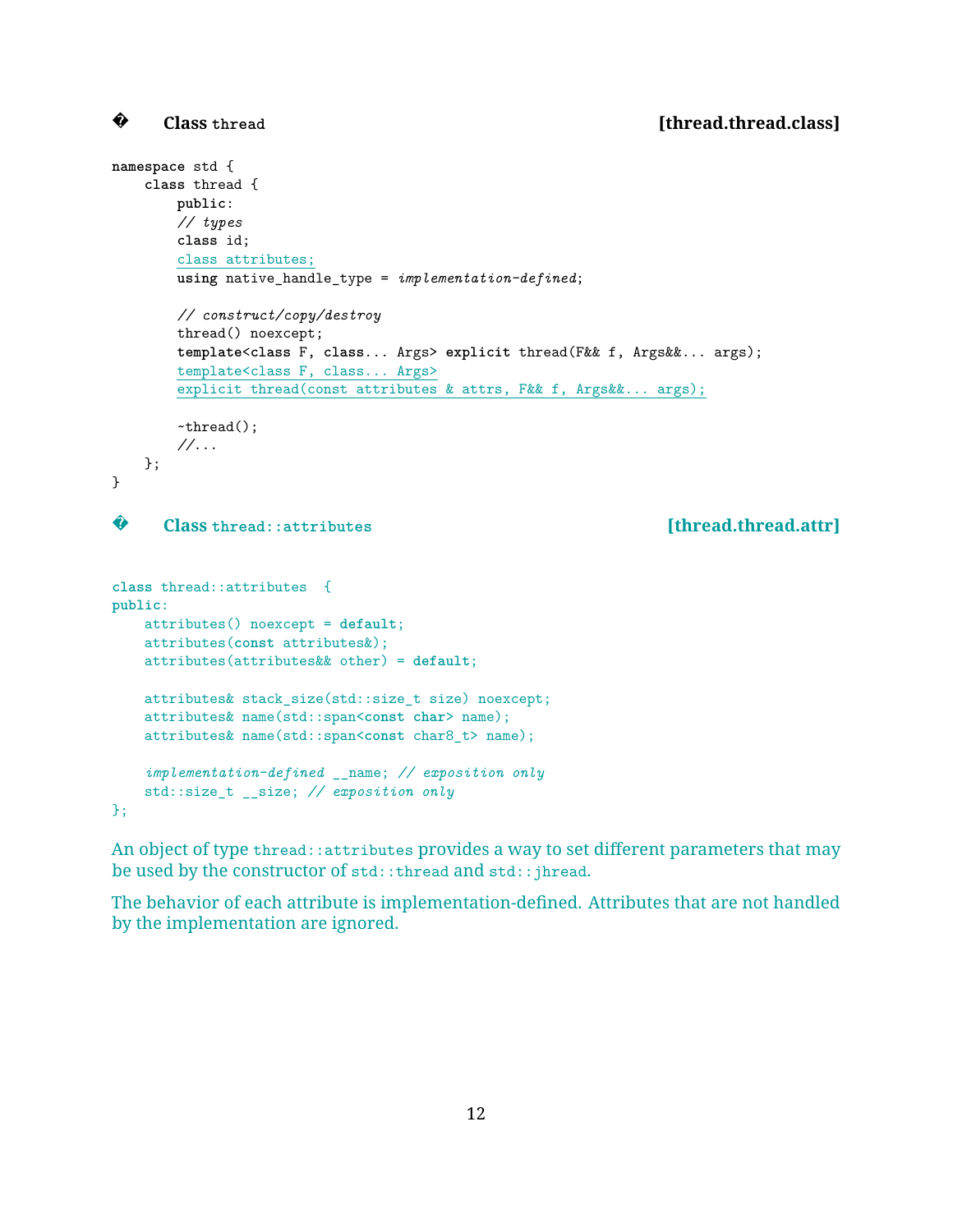## � Class thread [thread.thread.class]

```
namespace std {
    class thread {
        public:
        // types
        class id;
        class attributes;
        using native_handle_type = implementation-defined;

        // construct/copy/destroy
        thread() noexcept;
        template<class F, class... Args> explicit thread(F&& f, Args&&... args);
        template<class F, class... Args>
        explicit thread(const attributes & attrs, F&& f, Args&&... args);

        ~thread();
        //...
    };
}
```

## � Class thread::attributes [thread.thread.attr]

```
class thread::attributes  {
public:
    attributes() noexcept = default;
    attributes(const attributes&);
    attributes(attributes&& other) = default;

    attributes& stack_size(std::size_t size) noexcept;
    attributes& name(std::span<const char> name);
    attributes& name(std::span<const char8_t> name);

    implementation-defined __name; // exposition only
    std::size_t __size; // exposition only
};
```

An object of type `thread::attributes` provides a way to set different parameters that may be used by the constructor of `std::thread` and `std::jhread`.

The behavior of each attribute is implementation-defined. Attributes that are not handled by the implementation are ignored.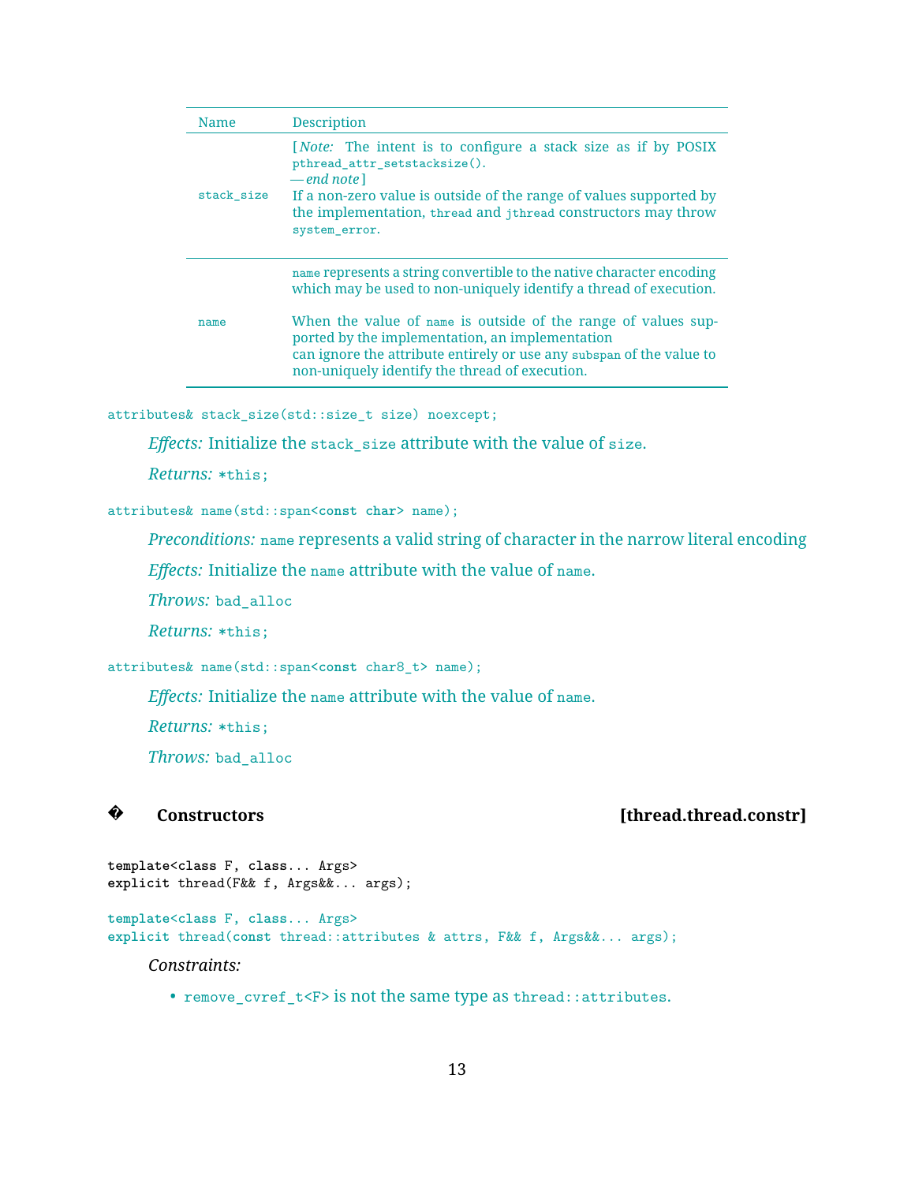| Name | Description |
| --- | --- |
| `stack_size` | [*Note:* The intent is to configure a stack size as if by POSIX `pthread_attr_setstacksize()`. —*end note*] If a non-zero value is outside of the range of values supported by the implementation, `thread` and `jthread` constructors may throw `system_error`. |
| `name` | `name` represents a string convertible to the native character encoding which may be used to non-uniquely identify a thread of execution. When the value of `name` is outside of the range of values supported by the implementation, an implementation can ignore the attribute entirely or use any `subspan` of the value to non-uniquely identify the thread of execution. |

```
attributes& stack_size(std::size_t size) noexcept;
```

*Effects:* Initialize the `stack_size` attribute with the value of `size`.

*Returns:* `*this;`

```
attributes& name(std::span<const char> name);
```

*Preconditions:* `name` represents a valid string of character in the narrow literal encoding

*Effects:* Initialize the `name` attribute with the value of `name`.

*Throws:* `bad_alloc`

*Returns:* `*this;`

```
attributes& name(std::span<const char8_t> name);
```

*Effects:* Initialize the `name` attribute with the value of `name`.

*Returns:* `*this;`

*Throws:* `bad_alloc`

### � Constructors [thread.thread.constr]

```
template<class F, class... Args>
explicit thread(F&& f, Args&&... args);

template<class F, class... Args>
explicit thread(const thread::attributes & attrs, F&& f, Args&&... args);
```

*Constraints:*

- `remove_cvref_t<F>` is not the same type as `thread::attributes`.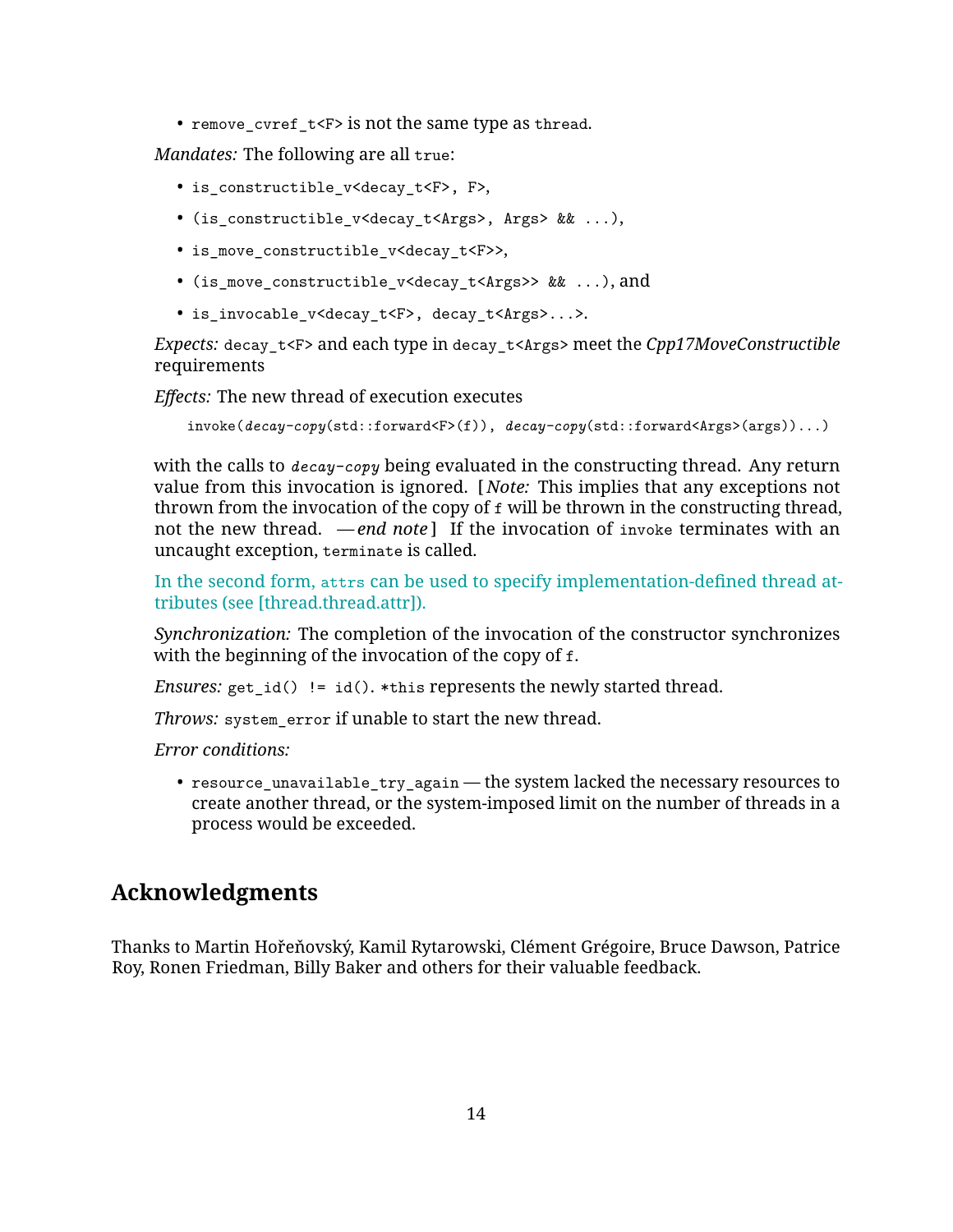- `remove_cvref_t<F>` is not the same type as `thread`.

*Mandates:* The following are all `true`:

- `is_constructible_v<decay_t<F>, F>`,
- `(is_constructible_v<decay_t<Args>, Args> && ...)`,
- `is_move_constructible_v<decay_t<F>>`,
- `(is_move_constructible_v<decay_t<Args>> && ...)`, and
- `is_invocable_v<decay_t<F>, decay_t<Args>...>`.

*Expects:* `decay_t<F>` and each type in `decay_t<Args>` meet the *Cpp17MoveConstructible* requirements

*Effects:* The new thread of execution executes

```
invoke(decay-copy(std::forward<F>(f)), decay-copy(std::forward<Args>(args))...)
```

with the calls to *`decay-copy`* being evaluated in the constructing thread. Any return value from this invocation is ignored. [ *Note:* This implies that any exceptions not thrown from the invocation of the copy of `f` will be thrown in the constructing thread, not the new thread. — *end note* ] If the invocation of `invoke` terminates with an uncaught exception, `terminate` is called.

In the second form, `attrs` can be used to specify implementation-defined thread attributes (see [thread.thread.attr]).

*Synchronization:* The completion of the invocation of the constructor synchronizes with the beginning of the invocation of the copy of `f`.

*Ensures:* `get_id() != id()`. `*this` represents the newly started thread.

*Throws:* `system_error` if unable to start the new thread.

*Error conditions:*

- `resource_unavailable_try_again` — the system lacked the necessary resources to create another thread, or the system-imposed limit on the number of threads in a process would be exceeded.

## Acknowledgments

Thanks to Martin Hořeňovský, Kamil Rytarowski, Clément Grégoire, Bruce Dawson, Patrice Roy, Ronen Friedman, Billy Baker and others for their valuable feedback.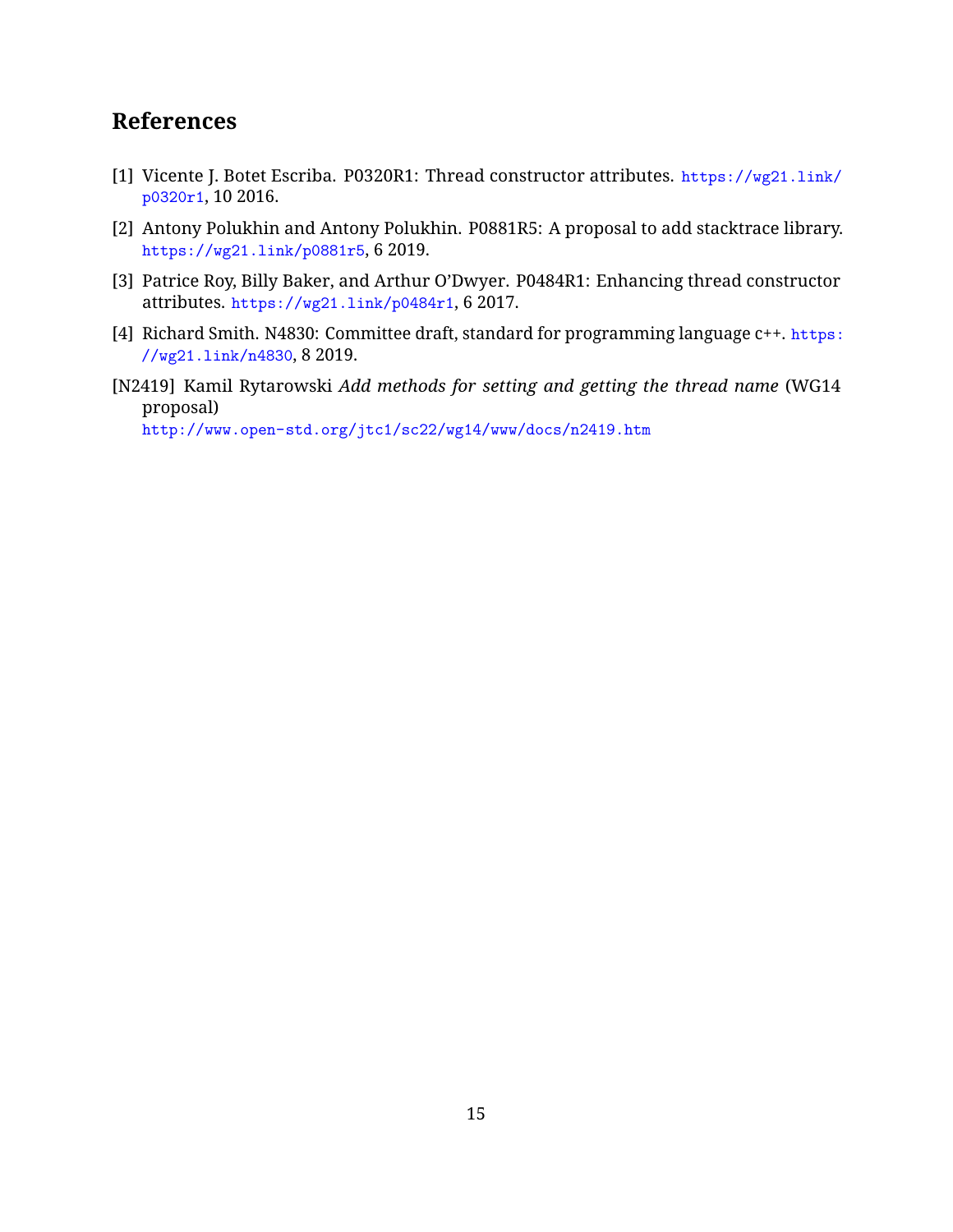## References

[1] Vicente J. Botet Escriba. P0320R1: Thread constructor attributes. https://wg21.link/p0320r1, 10 2016.

[2] Antony Polukhin and Antony Polukhin. P0881R5: A proposal to add stacktrace library. https://wg21.link/p0881r5, 6 2019.

[3] Patrice Roy, Billy Baker, and Arthur O'Dwyer. P0484R1: Enhancing thread constructor attributes. https://wg21.link/p0484r1, 6 2017.

[4] Richard Smith. N4830: Committee draft, standard for programming language c++. https://wg21.link/n4830, 8 2019.

[N2419] Kamil Rytarowski *Add methods for setting and getting the thread name* (WG14 proposal)
http://www.open-std.org/jtc1/sc22/wg14/www/docs/n2419.htm